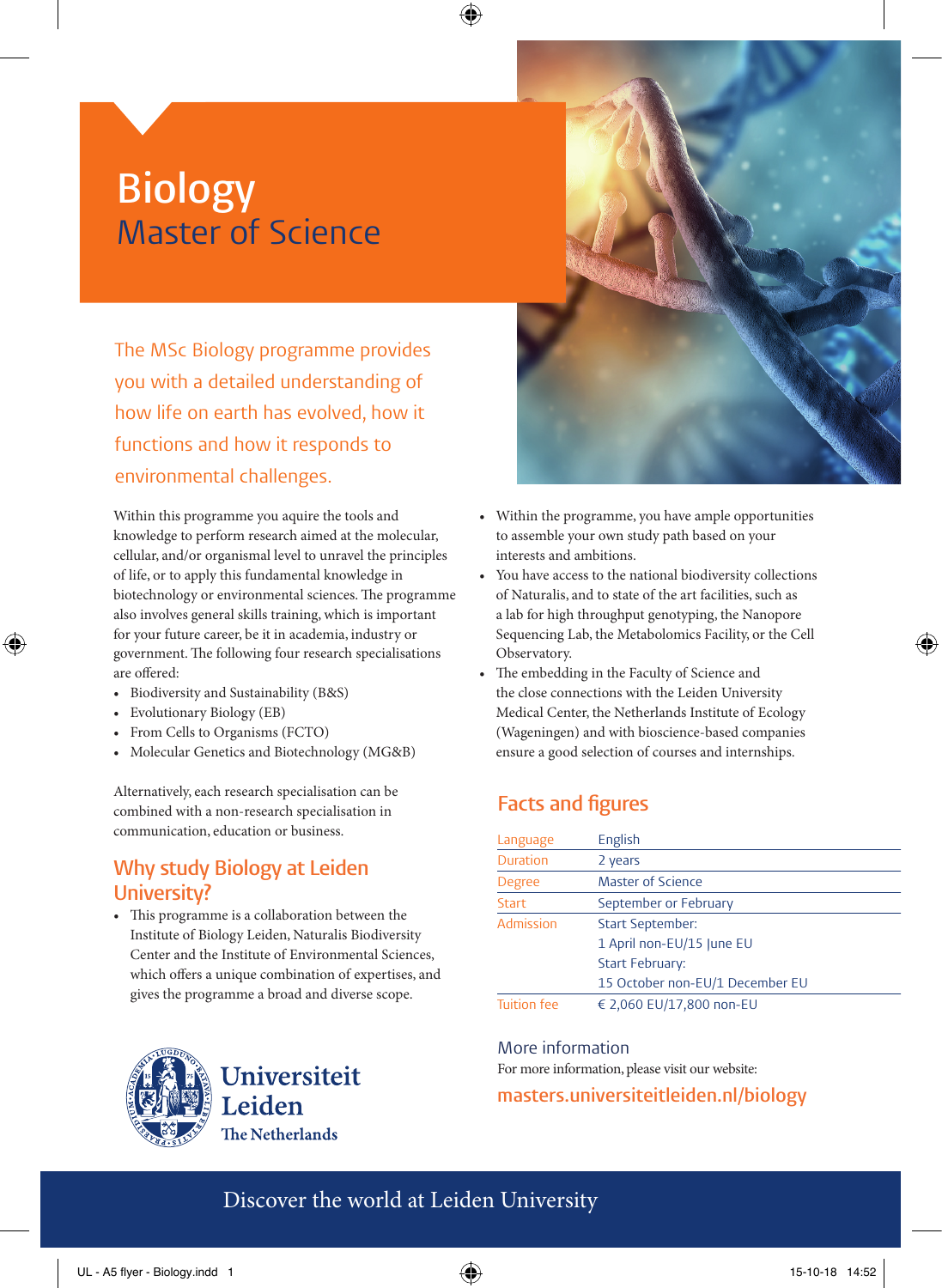# Biology
## Master of Science

The MSc Biology programme provides you with a detailed understanding of how life on earth has evolved, how it functions and how it responds to environmental challenges.

Within this programme you aquire the tools and knowledge to perform research aimed at the molecular, cellular, and/or organismal level to unravel the principles of life, or to apply this fundamental knowledge in biotechnology or environmental sciences. The programme also involves general skills training, which is important for your future career, be it in academia, industry or government. The following four research specialisations are offered:

- Biodiversity and Sustainability (B&S)
- Evolutionary Biology (EB)
- From Cells to Organisms (FCTO)
- Molecular Genetics and Biotechnology (MG&B)

Alternatively, each research specialisation can be combined with a non-research specialisation in communication, education or business.

## Why study Biology at Leiden University?

- This programme is a collaboration between the Institute of Biology Leiden, Naturalis Biodiversity Center and the Institute of Environmental Sciences, which offers a unique combination of expertises, and gives the programme a broad and diverse scope.
- Within the programme, you have ample opportunities to assemble your own study path based on your interests and ambitions.
- You have access to the national biodiversity collections of Naturalis, and to state of the art facilities, such as a lab for high throughput genotyping, the Nanopore Sequencing Lab, the Metabolomics Facility, or the Cell Observatory.
- The embedding in the Faculty of Science and the close connections with the Leiden University Medical Center, the Netherlands Institute of Ecology (Wageningen) and with bioscience-based companies ensure a good selection of courses and internships.

## Facts and figures

| | |
|---|---|
| Language | English |
| Duration | 2 years |
| Degree | Master of Science |
| Start | September or February |
| Admission | Start September:<br>1 April non-EU/15 June EU<br>Start February:<br>15 October non-EU/1 December EU |
| Tuition fee | € 2,060 EU/17,800 non-EU |

## More information

For more information, please visit our website:

masters.universiteitleiden.nl/biology

Universiteit Leiden
The Netherlands

Discover the world at Leiden University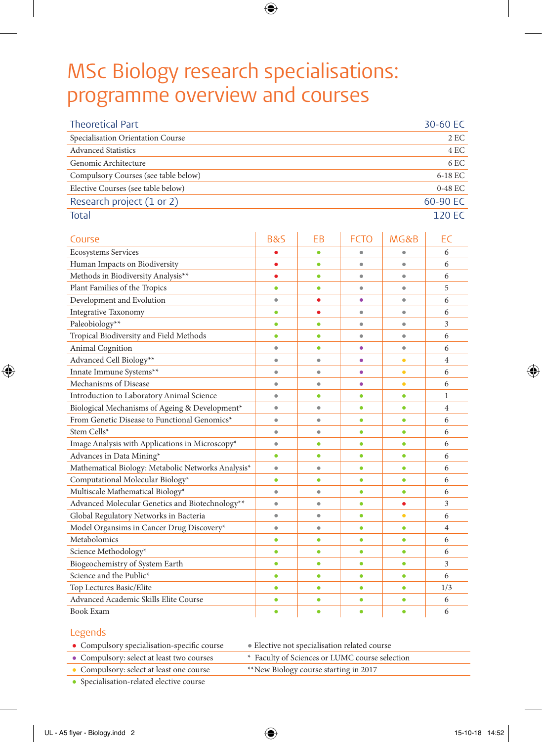# MSc Biology research specialisations: programme overview and courses

| Theoretical Part | 30-60 EC |
|---|---|
| Specialisation Orientation Course | 2 EC |
| Advanced Statistics | 4 EC |
| Genomic Architecture | 6 EC |
| Compulsory Courses (see table below) | 6-18 EC |
| Elective Courses (see table below) | 0-48 EC |
| **Research project (1 or 2)** | **60-90 EC** |
| **Total** | **120 EC** |

| Course | B&S | EB | FCTO | MG&B | EC |
|---|---|---|---|---|---|
| Ecosystems Services | ● red | ● green | ● grey | ● grey | 6 |
| Human Impacts on Biodiversity | ● red | ● green | ● grey | ● grey | 6 |
| Methods in Biodiversity Analysis** | ● red | ● green | ● grey | ● grey | 6 |
| Plant Families of the Tropics | ● green | ● green | ● grey | ● grey | 5 |
| Development and Evolution | ● grey | ● red | ● purple | ● grey | 6 |
| Integrative Taxonomy | ● green | ● red | ● grey | ● grey | 6 |
| Paleobiology** | ● green | ● green | ● grey | ● grey | 3 |
| Tropical Biodiversity and Field Methods | ● green | ● green | ● grey | ● grey | 6 |
| Animal Cognition | ● grey | ● green | ● purple | ● grey | 6 |
| Advanced Cell Biology** | ● grey | ● grey | ● purple | ● yellow | 4 |
| Innate Immune Systems** | ● grey | ● grey | ● purple | ● yellow | 6 |
| Mechanisms of Disease | ● grey | ● grey | ● purple | ● yellow | 6 |
| Introduction to Laboratory Animal Science | ● grey | ● green | ● green | ● green | 1 |
| Biological Mechanisms of Ageing & Development* | ● grey | ● grey | ● green | ● green | 4 |
| From Genetic Disease to Functional Genomics* | ● grey | ● grey | ● green | ● green | 6 |
| Stem Cells* | ● grey | ● grey | ● green | ● green | 6 |
| Image Analysis with Applications in Microscopy* | ● grey | ● green | ● green | ● green | 6 |
| Advances in Data Mining* | ● green | ● green | ● green | ● green | 6 |
| Mathematical Biology: Metabolic Networks Analysis* | ● grey | ● grey | ● green | ● green | 6 |
| Computational Molecular Biology* | ● green | ● green | ● green | ● green | 6 |
| Multiscale Mathematical Biology* | ● grey | ● grey | ● green | ● green | 6 |
| Advanced Molecular Genetics and Biotechnology** | ● grey | ● grey | ● green | ● red | 3 |
| Global Regulatory Networks in Bacteria | ● grey | ● grey | ● green | ● yellow | 6 |
| Model Organsims in Cancer Drug Discovery* | ● grey | ● grey | ● green | ● green | 4 |
| Metabolomics | ● green | ● green | ● green | ● green | 6 |
| Science Methodology* | ● green | ● green | ● green | ● green | 6 |
| Biogeochemistry of System Earth | ● green | ● green | ● green | ● green | 3 |
| Science and the Public* | ● green | ● green | ● green | ● green | 6 |
| Top Lectures Basic/Elite | ● green | ● green | ● green | ● green | 1/3 |
| Advanced Academic Skills Elite Course | ● green | ● green | ● green | ● green | 6 |
| Book Exam | ● green | ● green | ● green | ● green | 6 |

## Legends

- ● (red) Compulsory specialisation-specific course
- ● (purple) Compulsory: select at least two courses
- ● (yellow) Compulsory: select at least one course
- ● (green) Specialisation-related elective course
- ● (grey) Elective not specialisation related course
- * Faculty of Sciences or LUMC course selection
- **New Biology course starting in 2017